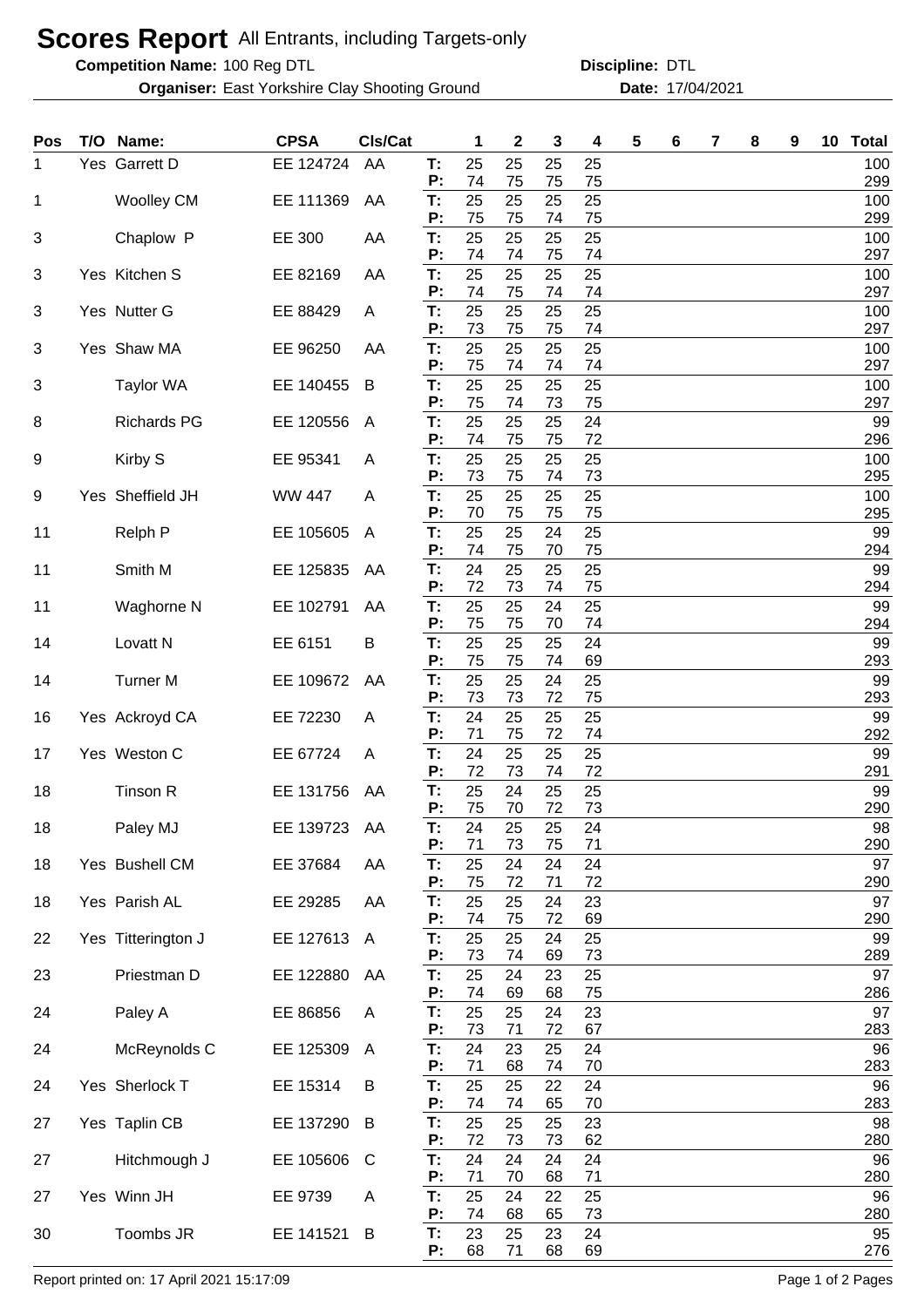# Scores Report All Entrants, including Targets-only

**Competition Name:** 100 Reg DTL **Discipline:** DTL

**Organiser:** East Yorkshire Clay Shooting Ground **Date:** 17/04/2021

| Pos | T/O | Name: | CPSA | Cls/Cat | | 1 | 2 | 3 | 4 | 5 | 6 | 7 | 8 | 9 | 10 | Total |
|---|---|---|---|---|---|---|---|---|---|---|---|---|---|---|---|---|
| 1 | Yes | Garrett D | EE 124724 | AA | T: | 25 | 25 | 25 | 25 | | | | | | | 100 |
| | | | | | P: | 74 | 75 | 75 | 75 | | | | | | | 299 |
| 1 | | Woolley CM | EE 111369 | AA | T: | 25 | 25 | 25 | 25 | | | | | | | 100 |
| | | | | | P: | 75 | 75 | 74 | 75 | | | | | | | 299 |
| 3 | | Chaplow P | EE 300 | AA | T: | 25 | 25 | 25 | 25 | | | | | | | 100 |
| | | | | | P: | 74 | 74 | 75 | 74 | | | | | | | 297 |
| 3 | Yes | Kitchen S | EE 82169 | AA | T: | 25 | 25 | 25 | 25 | | | | | | | 100 |
| | | | | | P: | 74 | 75 | 74 | 74 | | | | | | | 297 |
| 3 | Yes | Nutter G | EE 88429 | A | T: | 25 | 25 | 25 | 25 | | | | | | | 100 |
| | | | | | P: | 73 | 75 | 75 | 74 | | | | | | | 297 |
| 3 | Yes | Shaw MA | EE 96250 | AA | T: | 25 | 25 | 25 | 25 | | | | | | | 100 |
| | | | | | P: | 75 | 74 | 74 | 74 | | | | | | | 297 |
| 3 | | Taylor WA | EE 140455 | B | T: | 25 | 25 | 25 | 25 | | | | | | | 100 |
| | | | | | P: | 75 | 74 | 73 | 75 | | | | | | | 297 |
| 8 | | Richards PG | EE 120556 | A | T: | 25 | 25 | 25 | 24 | | | | | | | 99 |
| | | | | | P: | 74 | 75 | 75 | 72 | | | | | | | 296 |
| 9 | | Kirby S | EE 95341 | A | T: | 25 | 25 | 25 | 25 | | | | | | | 100 |
| | | | | | P: | 73 | 75 | 74 | 73 | | | | | | | 295 |
| 9 | Yes | Sheffield JH | WW 447 | A | T: | 25 | 25 | 25 | 25 | | | | | | | 100 |
| | | | | | P: | 70 | 75 | 75 | 75 | | | | | | | 295 |
| 11 | | Relph P | EE 105605 | A | T: | 25 | 25 | 24 | 25 | | | | | | | 99 |
| | | | | | P: | 74 | 75 | 70 | 75 | | | | | | | 294 |
| 11 | | Smith M | EE 125835 | AA | T: | 24 | 25 | 25 | 25 | | | | | | | 99 |
| | | | | | P: | 72 | 73 | 74 | 75 | | | | | | | 294 |
| 11 | | Waghorne N | EE 102791 | AA | T: | 25 | 25 | 24 | 25 | | | | | | | 99 |
| | | | | | P: | 75 | 75 | 70 | 74 | | | | | | | 294 |
| 14 | | Lovatt N | EE 6151 | B | T: | 25 | 25 | 25 | 24 | | | | | | | 99 |
| | | | | | P: | 75 | 75 | 74 | 69 | | | | | | | 293 |
| 14 | | Turner M | EE 109672 | AA | T: | 25 | 25 | 24 | 25 | | | | | | | 99 |
| | | | | | P: | 73 | 73 | 72 | 75 | | | | | | | 293 |
| 16 | Yes | Ackroyd CA | EE 72230 | A | T: | 24 | 25 | 25 | 25 | | | | | | | 99 |
| | | | | | P: | 71 | 75 | 72 | 74 | | | | | | | 292 |
| 17 | Yes | Weston C | EE 67724 | A | T: | 24 | 25 | 25 | 25 | | | | | | | 99 |
| | | | | | P: | 72 | 73 | 74 | 72 | | | | | | | 291 |
| 18 | | Tinson R | EE 131756 | AA | T: | 25 | 24 | 25 | 25 | | | | | | | 99 |
| | | | | | P: | 75 | 70 | 72 | 73 | | | | | | | 290 |
| 18 | | Paley MJ | EE 139723 | AA | T: | 24 | 25 | 25 | 24 | | | | | | | 98 |
| | | | | | P: | 71 | 73 | 75 | 71 | | | | | | | 290 |
| 18 | Yes | Bushell CM | EE 37684 | AA | T: | 25 | 24 | 24 | 24 | | | | | | | 97 |
| | | | | | P: | 75 | 72 | 71 | 72 | | | | | | | 290 |
| 18 | Yes | Parish AL | EE 29285 | AA | T: | 25 | 25 | 24 | 23 | | | | | | | 97 |
| | | | | | P: | 74 | 75 | 72 | 69 | | | | | | | 290 |
| 22 | Yes | Titterington J | EE 127613 | A | T: | 25 | 25 | 24 | 25 | | | | | | | 99 |
| | | | | | P: | 73 | 74 | 69 | 73 | | | | | | | 289 |
| 23 | | Priestman D | EE 122880 | AA | T: | 25 | 24 | 23 | 25 | | | | | | | 97 |
| | | | | | P: | 74 | 69 | 68 | 75 | | | | | | | 286 |
| 24 | | Paley A | EE 86856 | A | T: | 25 | 25 | 24 | 23 | | | | | | | 97 |
| | | | | | P: | 73 | 71 | 72 | 67 | | | | | | | 283 |
| 24 | | McReynolds C | EE 125309 | A | T: | 24 | 23 | 25 | 24 | | | | | | | 96 |
| | | | | | P: | 71 | 68 | 74 | 70 | | | | | | | 283 |
| 24 | Yes | Sherlock T | EE 15314 | B | T: | 25 | 25 | 22 | 24 | | | | | | | 96 |
| | | | | | P: | 74 | 74 | 65 | 70 | | | | | | | 283 |
| 27 | Yes | Taplin CB | EE 137290 | B | T: | 25 | 25 | 25 | 23 | | | | | | | 98 |
| | | | | | P: | 72 | 73 | 73 | 62 | | | | | | | 280 |
| 27 | | Hitchmough J | EE 105606 | C | T: | 24 | 24 | 24 | 24 | | | | | | | 96 |
| | | | | | P: | 71 | 70 | 68 | 71 | | | | | | | 280 |
| 27 | Yes | Winn JH | EE 9739 | A | T: | 25 | 24 | 22 | 25 | | | | | | | 96 |
| | | | | | P: | 74 | 68 | 65 | 73 | | | | | | | 280 |
| 30 | | Toombs JR | EE 141521 | B | T: | 23 | 25 | 23 | 24 | | | | | | | 95 |
| | | | | | P: | 68 | 71 | 68 | 69 | | | | | | | 276 |

Report printed on: 17 April 2021 15:17:09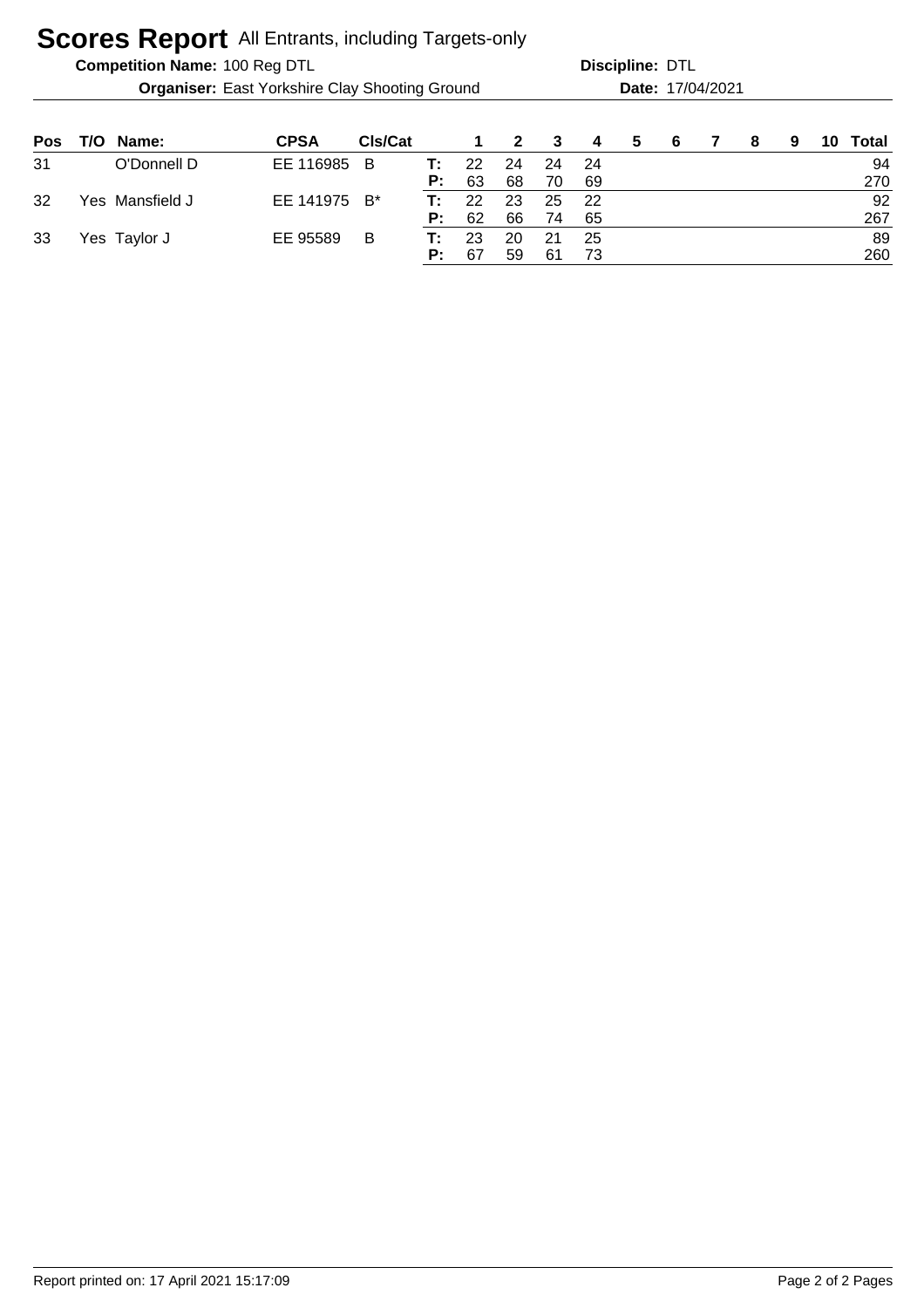# Scores Report All Entrants, including Targets-only

**Competition Name:** 100 Reg DTL **Discipline:** DTL

**Organiser:** East Yorkshire Clay Shooting Ground **Date:** 17/04/2021

| Pos | T/O | Name: | CPSA | Cls/Cat | | 1 | 2 | 3 | 4 | 5 | 6 | 7 | 8 | 9 | 10 | Total |
|---|---|---|---|---|---|---|---|---|---|---|---|---|---|---|---|---|
| 31 | | O'Donnell D | EE 116985 | B | T: | 22 | 24 | 24 | 24 | | | | | | | 94 |
| | | | | | P: | 63 | 68 | 70 | 69 | | | | | | | 270 |
| 32 | Yes | Mansfield J | EE 141975 | B* | T: | 22 | 23 | 25 | 22 | | | | | | | 92 |
| | | | | | P: | 62 | 66 | 74 | 65 | | | | | | | 267 |
| 33 | Yes | Taylor J | EE 95589 | B | T: | 23 | 20 | 21 | 25 | | | | | | | 89 |
| | | | | | P: | 67 | 59 | 61 | 73 | | | | | | | 260 |

Report printed on: 17 April 2021 15:17:09